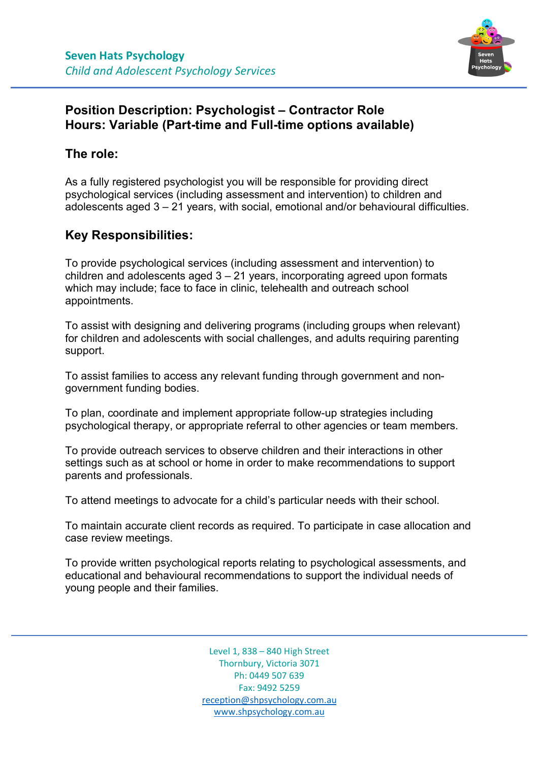**Seven Hats Psychology**
*Child and Adolescent Psychology Services*

## Position Description: Psychologist – Contractor Role
## Hours: Variable (Part-time and Full-time options available)

### The role:

As a fully registered psychologist you will be responsible for providing direct psychological services (including assessment and intervention) to children and adolescents aged 3 – 21 years, with social, emotional and/or behavioural difficulties.

### Key Responsibilities:

To provide psychological services (including assessment and intervention) to children and adolescents aged 3 – 21 years, incorporating agreed upon formats which may include; face to face in clinic, telehealth and outreach school appointments.

To assist with designing and delivering programs (including groups when relevant) for children and adolescents with social challenges, and adults requiring parenting support.

To assist families to access any relevant funding through government and non-government funding bodies.

To plan, coordinate and implement appropriate follow-up strategies including psychological therapy, or appropriate referral to other agencies or team members.

To provide outreach services to observe children and their interactions in other settings such as at school or home in order to make recommendations to support parents and professionals.

To attend meetings to advocate for a child's particular needs with their school.

To maintain accurate client records as required. To participate in case allocation and case review meetings.

To provide written psychological reports relating to psychological assessments, and educational and behavioural recommendations to support the individual needs of young people and their families.

Level 1, 838 – 840 High Street
Thornbury, Victoria 3071
Ph: 0449 507 639
Fax: 9492 5259
reception@shpsychology.com.au
www.shpsychology.com.au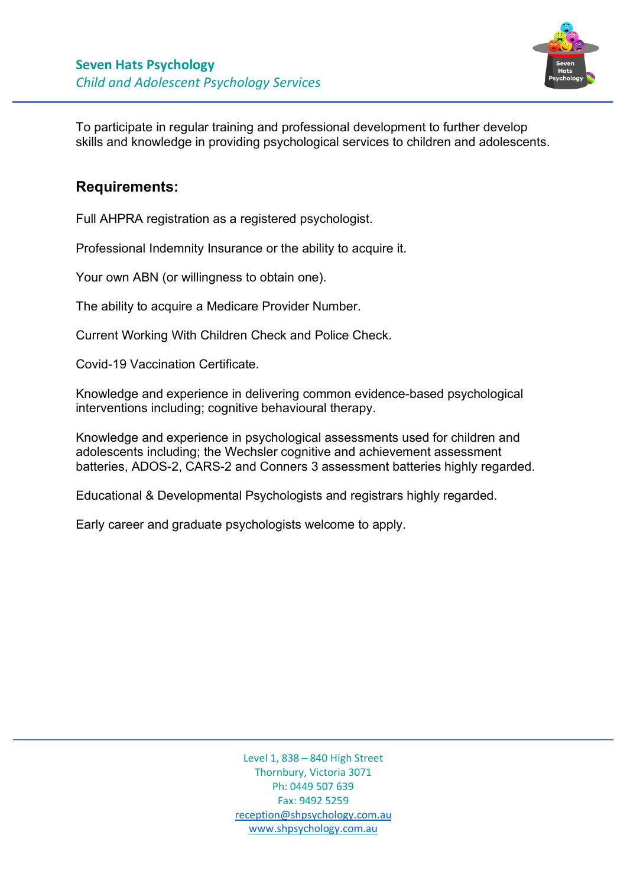To participate in regular training and professional development to further develop skills and knowledge in providing psychological services to children and adolescents.

## Requirements:

Full AHPRA registration as a registered psychologist.

Professional Indemnity Insurance or the ability to acquire it.

Your own ABN (or willingness to obtain one).

The ability to acquire a Medicare Provider Number.

Current Working With Children Check and Police Check.

Covid-19 Vaccination Certificate.

Knowledge and experience in delivering common evidence-based psychological interventions including; cognitive behavioural therapy.

Knowledge and experience in psychological assessments used for children and adolescents including; the Wechsler cognitive and achievement assessment batteries, ADOS-2, CARS-2 and Conners 3 assessment batteries highly regarded.

Educational & Developmental Psychologists and registrars highly regarded.

Early career and graduate psychologists welcome to apply.